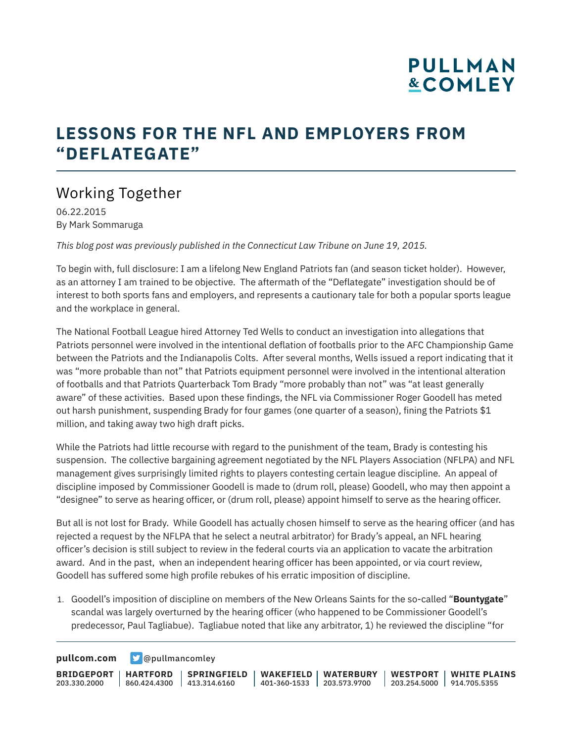# LESSONS FOR THE NFL AND EMPLOYERS FROM "DEFLATEGATE"

## Working Together

06.22.2015
By Mark Sommaruga

*This blog post was previously published in the Connecticut Law Tribune on June 19, 2015.*

To begin with, full disclosure: I am a lifelong New England Patriots fan (and season ticket holder). However, as an attorney I am trained to be objective. The aftermath of the "Deflategate" investigation should be of interest to both sports fans and employers, and represents a cautionary tale for both a popular sports league and the workplace in general.

The National Football League hired Attorney Ted Wells to conduct an investigation into allegations that Patriots personnel were involved in the intentional deflation of footballs prior to the AFC Championship Game between the Patriots and the Indianapolis Colts. After several months, Wells issued a report indicating that it was "more probable than not" that Patriots equipment personnel were involved in the intentional alteration of footballs and that Patriots Quarterback Tom Brady "more probably than not" was "at least generally aware" of these activities. Based upon these findings, the NFL via Commissioner Roger Goodell has meted out harsh punishment, suspending Brady for four games (one quarter of a season), fining the Patriots $1 million, and taking away two high draft picks.

While the Patriots had little recourse with regard to the punishment of the team, Brady is contesting his suspension. The collective bargaining agreement negotiated by the NFL Players Association (NFLPA) and NFL management gives surprisingly limited rights to players contesting certain league discipline. An appeal of discipline imposed by Commissioner Goodell is made to (drum roll, please) Goodell, who may then appoint a "designee" to serve as hearing officer, or (drum roll, please) appoint himself to serve as the hearing officer.

But all is not lost for Brady. While Goodell has actually chosen himself to serve as the hearing officer (and has rejected a request by the NFLPA that he select a neutral arbitrator) for Brady's appeal, an NFL hearing officer's decision is still subject to review in the federal courts via an application to vacate the arbitration award. And in the past, when an independent hearing officer has been appointed, or via court review, Goodell has suffered some high profile rebukes of his erratic imposition of discipline.

1. Goodell's imposition of discipline on members of the New Orleans Saints for the so-called "**Bountygate**" scandal was largely overturned by the hearing officer (who happened to be Commissioner Goodell's predecessor, Paul Tagliabue). Tagliabue noted that like any arbitrator, 1) he reviewed the discipline "for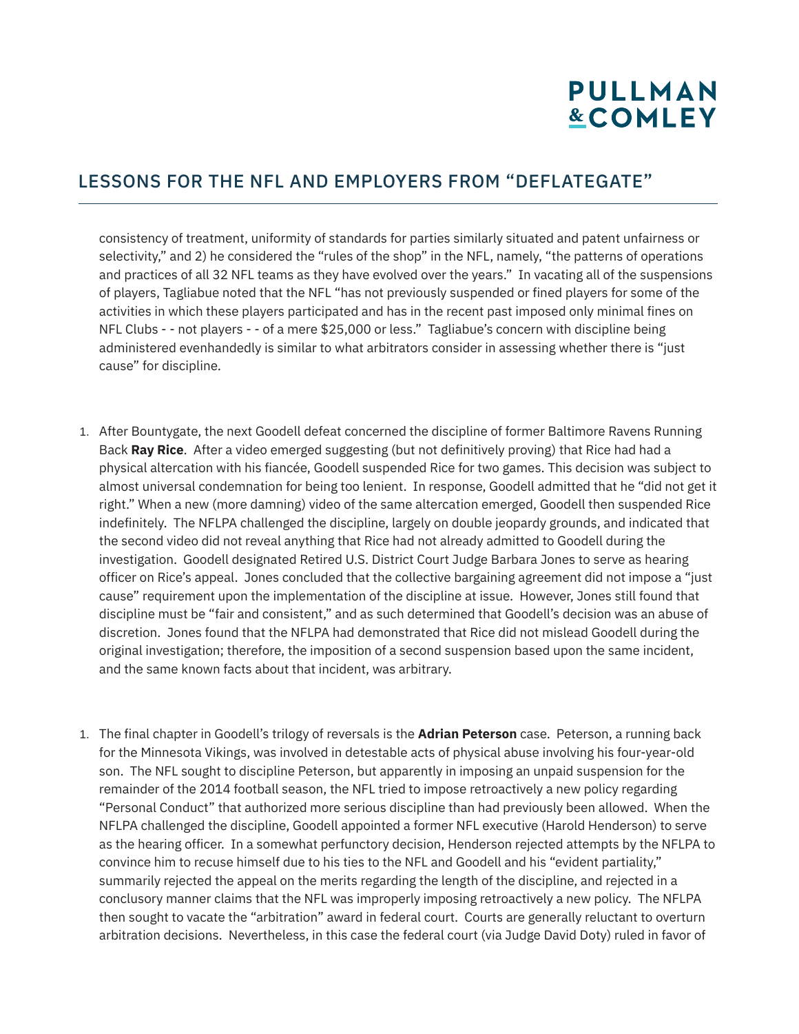consistency of treatment, uniformity of standards for parties similarly situated and patent unfairness or selectivity," and 2) he considered the "rules of the shop" in the NFL, namely, "the patterns of operations and practices of all 32 NFL teams as they have evolved over the years." In vacating all of the suspensions of players, Tagliabue noted that the NFL "has not previously suspended or fined players for some of the activities in which these players participated and has in the recent past imposed only minimal fines on NFL Clubs - - not players - - of a mere $25,000 or less." Tagliabue's concern with discipline being administered evenhandedly is similar to what arbitrators consider in assessing whether there is "just cause" for discipline.

1. After Bountygate, the next Goodell defeat concerned the discipline of former Baltimore Ravens Running Back **Ray Rice**. After a video emerged suggesting (but not definitively proving) that Rice had had a physical altercation with his fiancée, Goodell suspended Rice for two games. This decision was subject to almost universal condemnation for being too lenient. In response, Goodell admitted that he "did not get it right." When a new (more damning) video of the same altercation emerged, Goodell then suspended Rice indefinitely. The NFLPA challenged the discipline, largely on double jeopardy grounds, and indicated that the second video did not reveal anything that Rice had not already admitted to Goodell during the investigation. Goodell designated Retired U.S. District Court Judge Barbara Jones to serve as hearing officer on Rice's appeal. Jones concluded that the collective bargaining agreement did not impose a "just cause" requirement upon the implementation of the discipline at issue. However, Jones still found that discipline must be "fair and consistent," and as such determined that Goodell's decision was an abuse of discretion. Jones found that the NFLPA had demonstrated that Rice did not mislead Goodell during the original investigation; therefore, the imposition of a second suspension based upon the same incident, and the same known facts about that incident, was arbitrary.

1. The final chapter in Goodell's trilogy of reversals is the **Adrian Peterson** case. Peterson, a running back for the Minnesota Vikings, was involved in detestable acts of physical abuse involving his four-year-old son. The NFL sought to discipline Peterson, but apparently in imposing an unpaid suspension for the remainder of the 2014 football season, the NFL tried to impose retroactively a new policy regarding "Personal Conduct" that authorized more serious discipline than had previously been allowed. When the NFLPA challenged the discipline, Goodell appointed a former NFL executive (Harold Henderson) to serve as the hearing officer. In a somewhat perfunctory decision, Henderson rejected attempts by the NFLPA to convince him to recuse himself due to his ties to the NFL and Goodell and his "evident partiality," summarily rejected the appeal on the merits regarding the length of the discipline, and rejected in a conclusory manner claims that the NFL was improperly imposing retroactively a new policy. The NFLPA then sought to vacate the "arbitration" award in federal court. Courts are generally reluctant to overturn arbitration decisions. Nevertheless, in this case the federal court (via Judge David Doty) ruled in favor of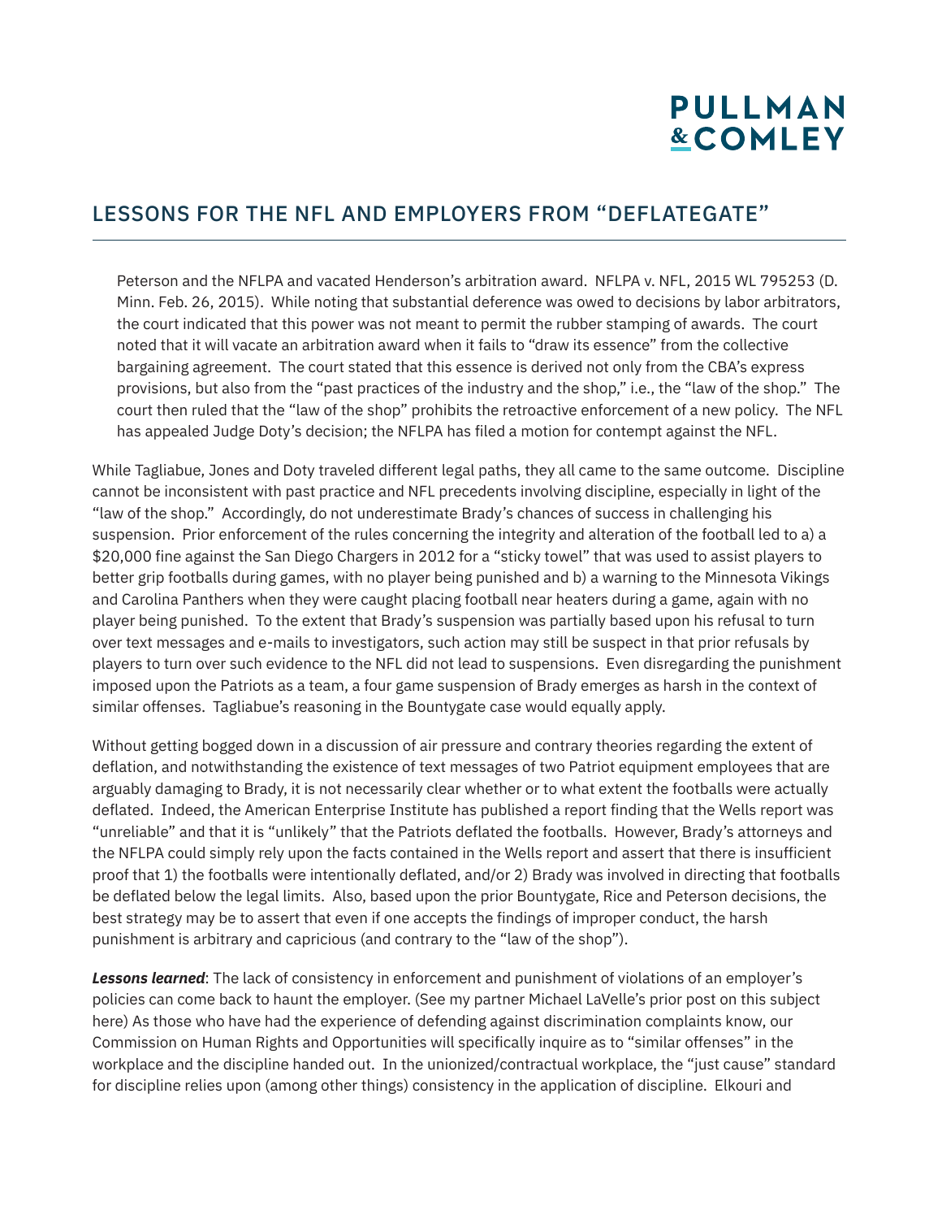Peterson and the NFLPA and vacated Henderson's arbitration award. NFLPA v. NFL, 2015 WL 795253 (D. Minn. Feb. 26, 2015). While noting that substantial deference was owed to decisions by labor arbitrators, the court indicated that this power was not meant to permit the rubber stamping of awards. The court noted that it will vacate an arbitration award when it fails to "draw its essence" from the collective bargaining agreement. The court stated that this essence is derived not only from the CBA's express provisions, but also from the "past practices of the industry and the shop," i.e., the "law of the shop." The court then ruled that the "law of the shop" prohibits the retroactive enforcement of a new policy. The NFL has appealed Judge Doty's decision; the NFLPA has filed a motion for contempt against the NFL.

While Tagliabue, Jones and Doty traveled different legal paths, they all came to the same outcome. Discipline cannot be inconsistent with past practice and NFL precedents involving discipline, especially in light of the "law of the shop." Accordingly, do not underestimate Brady's chances of success in challenging his suspension. Prior enforcement of the rules concerning the integrity and alteration of the football led to a) a $20,000 fine against the San Diego Chargers in 2012 for a "sticky towel" that was used to assist players to better grip footballs during games, with no player being punished and b) a warning to the Minnesota Vikings and Carolina Panthers when they were caught placing football near heaters during a game, again with no player being punished. To the extent that Brady's suspension was partially based upon his refusal to turn over text messages and e-mails to investigators, such action may still be suspect in that prior refusals by players to turn over such evidence to the NFL did not lead to suspensions. Even disregarding the punishment imposed upon the Patriots as a team, a four game suspension of Brady emerges as harsh in the context of similar offenses. Tagliabue's reasoning in the Bountygate case would equally apply.

Without getting bogged down in a discussion of air pressure and contrary theories regarding the extent of deflation, and notwithstanding the existence of text messages of two Patriot equipment employees that are arguably damaging to Brady, it is not necessarily clear whether or to what extent the footballs were actually deflated. Indeed, the American Enterprise Institute has published a report finding that the Wells report was "unreliable" and that it is "unlikely" that the Patriots deflated the footballs. However, Brady's attorneys and the NFLPA could simply rely upon the facts contained in the Wells report and assert that there is insufficient proof that 1) the footballs were intentionally deflated, and/or 2) Brady was involved in directing that footballs be deflated below the legal limits. Also, based upon the prior Bountygate, Rice and Peterson decisions, the best strategy may be to assert that even if one accepts the findings of improper conduct, the harsh punishment is arbitrary and capricious (and contrary to the "law of the shop").

***Lessons learned***: The lack of consistency in enforcement and punishment of violations of an employer's policies can come back to haunt the employer. (See my partner Michael LaVelle's prior post on this subject here) As those who have had the experience of defending against discrimination complaints know, our Commission on Human Rights and Opportunities will specifically inquire as to "similar offenses" in the workplace and the discipline handed out. In the unionized/contractual workplace, the "just cause" standard for discipline relies upon (among other things) consistency in the application of discipline. Elkouri and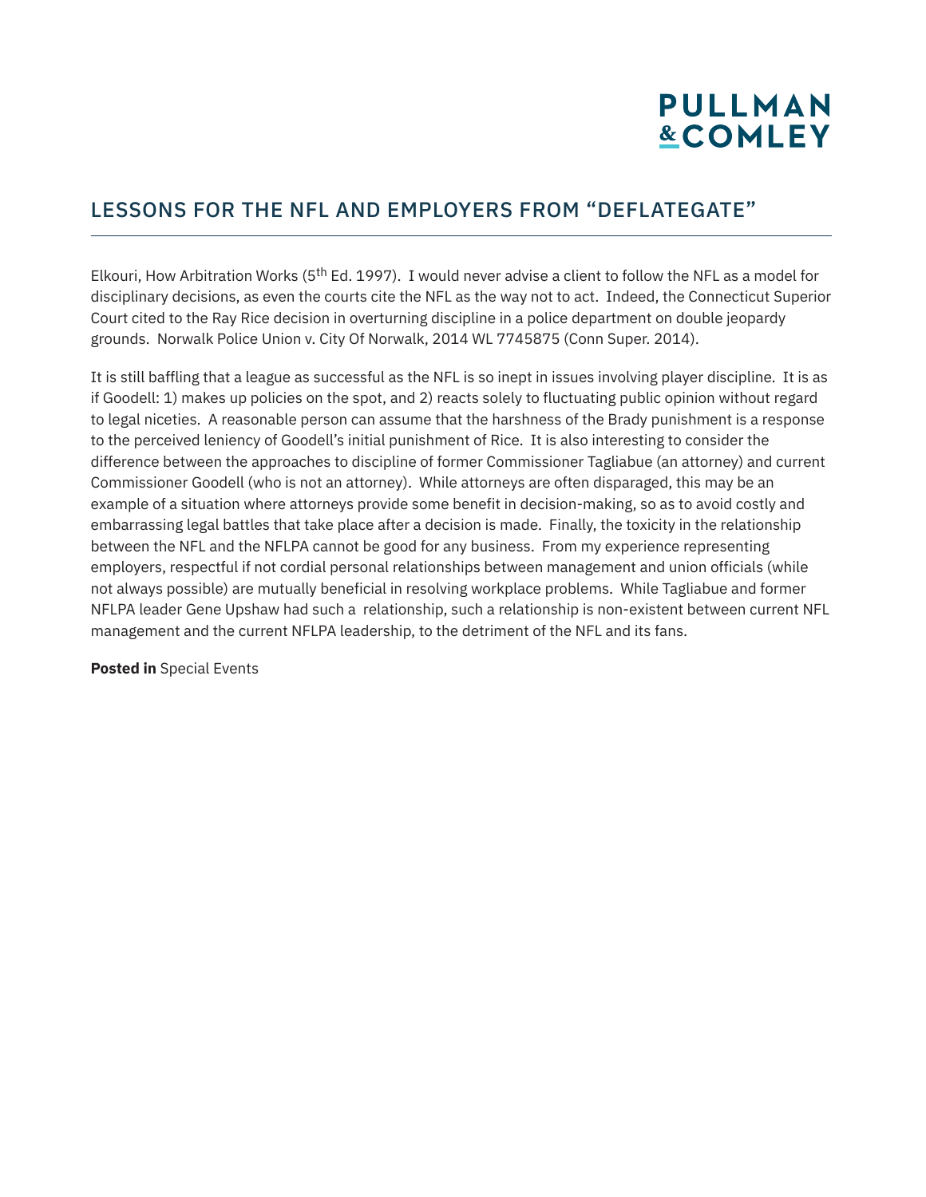# LESSONS FOR THE NFL AND EMPLOYERS FROM "DEFLATEGATE"

Elkouri, How Arbitration Works (5th Ed. 1997). I would never advise a client to follow the NFL as a model for disciplinary decisions, as even the courts cite the NFL as the way not to act. Indeed, the Connecticut Superior Court cited to the Ray Rice decision in overturning discipline in a police department on double jeopardy grounds. Norwalk Police Union v. City Of Norwalk, 2014 WL 7745875 (Conn Super. 2014).

It is still baffling that a league as successful as the NFL is so inept in issues involving player discipline. It is as if Goodell: 1) makes up policies on the spot, and 2) reacts solely to fluctuating public opinion without regard to legal niceties. A reasonable person can assume that the harshness of the Brady punishment is a response to the perceived leniency of Goodell's initial punishment of Rice. It is also interesting to consider the difference between the approaches to discipline of former Commissioner Tagliabue (an attorney) and current Commissioner Goodell (who is not an attorney). While attorneys are often disparaged, this may be an example of a situation where attorneys provide some benefit in decision-making, so as to avoid costly and embarrassing legal battles that take place after a decision is made. Finally, the toxicity in the relationship between the NFL and the NFLPA cannot be good for any business. From my experience representing employers, respectful if not cordial personal relationships between management and union officials (while not always possible) are mutually beneficial in resolving workplace problems. While Tagliabue and former NFLPA leader Gene Upshaw had such a relationship, such a relationship is non-existent between current NFL management and the current NFLPA leadership, to the detriment of the NFL and its fans.

**Posted in** Special Events